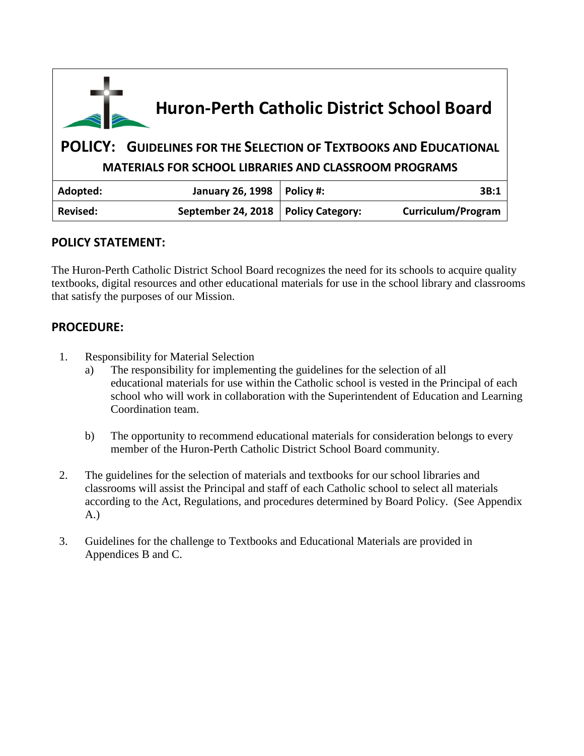# Huron-Perth Catholic District School Board

## POLICY: GUIDELINES FOR THE SELECTION OF TEXTBOOKS AND EDUCATIONAL MATERIALS FOR SCHOOL LIBRARIES AND CLASSROOM PROGRAMS

| Adopted: | January 26, 1998 | Policy #: | 3B:1 |
| --- | --- | --- | --- |
| Revised: | September 24, 2018 | Policy Category: | Curriculum/Program |

## POLICY STATEMENT:

The Huron-Perth Catholic District School Board recognizes the need for its schools to acquire quality textbooks, digital resources and other educational materials for use in the school library and classrooms that satisfy the purposes of our Mission.

## PROCEDURE:

1. Responsibility for Material Selection
   a) The responsibility for implementing the guidelines for the selection of all educational materials for use within the Catholic school is vested in the Principal of each school who will work in collaboration with the Superintendent of Education and Learning Coordination team.

   b) The opportunity to recommend educational materials for consideration belongs to every member of the Huron-Perth Catholic District School Board community.

2. The guidelines for the selection of materials and textbooks for our school libraries and classrooms will assist the Principal and staff of each Catholic school to select all materials according to the Act, Regulations, and procedures determined by Board Policy. (See Appendix A.)

3. Guidelines for the challenge to Textbooks and Educational Materials are provided in Appendices B and C.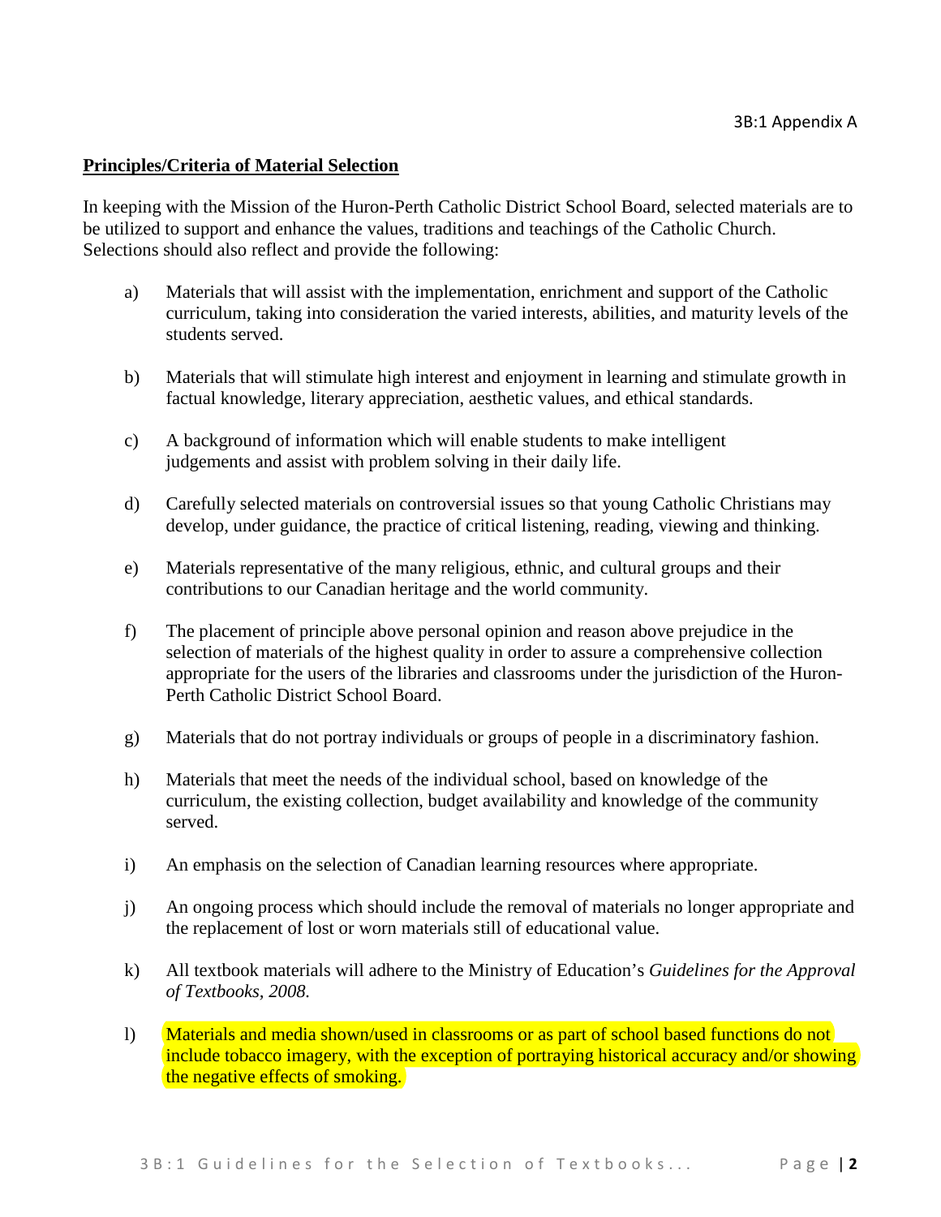3B:1 Appendix A

**<u>Principles/Criteria of Material Selection</u>**

In keeping with the Mission of the Huron-Perth Catholic District School Board, selected materials are to be utilized to support and enhance the values, traditions and teachings of the Catholic Church. Selections should also reflect and provide the following:

a) Materials that will assist with the implementation, enrichment and support of the Catholic curriculum, taking into consideration the varied interests, abilities, and maturity levels of the students served.

b) Materials that will stimulate high interest and enjoyment in learning and stimulate growth in factual knowledge, literary appreciation, aesthetic values, and ethical standards.

c) A background of information which will enable students to make intelligent judgements and assist with problem solving in their daily life.

d) Carefully selected materials on controversial issues so that young Catholic Christians may develop, under guidance, the practice of critical listening, reading, viewing and thinking.

e) Materials representative of the many religious, ethnic, and cultural groups and their contributions to our Canadian heritage and the world community.

f) The placement of principle above personal opinion and reason above prejudice in the selection of materials of the highest quality in order to assure a comprehensive collection appropriate for the users of the libraries and classrooms under the jurisdiction of the Huron-Perth Catholic District School Board.

g) Materials that do not portray individuals or groups of people in a discriminatory fashion.

h) Materials that meet the needs of the individual school, based on knowledge of the curriculum, the existing collection, budget availability and knowledge of the community served.

i) An emphasis on the selection of Canadian learning resources where appropriate.

j) An ongoing process which should include the removal of materials no longer appropriate and the replacement of lost or worn materials still of educational value.

k) All textbook materials will adhere to the Ministry of Education's *Guidelines for the Approval of Textbooks, 2008.*

l) Materials and media shown/used in classrooms or as part of school based functions do not include tobacco imagery, with the exception of portraying historical accuracy and/or showing the negative effects of smoking.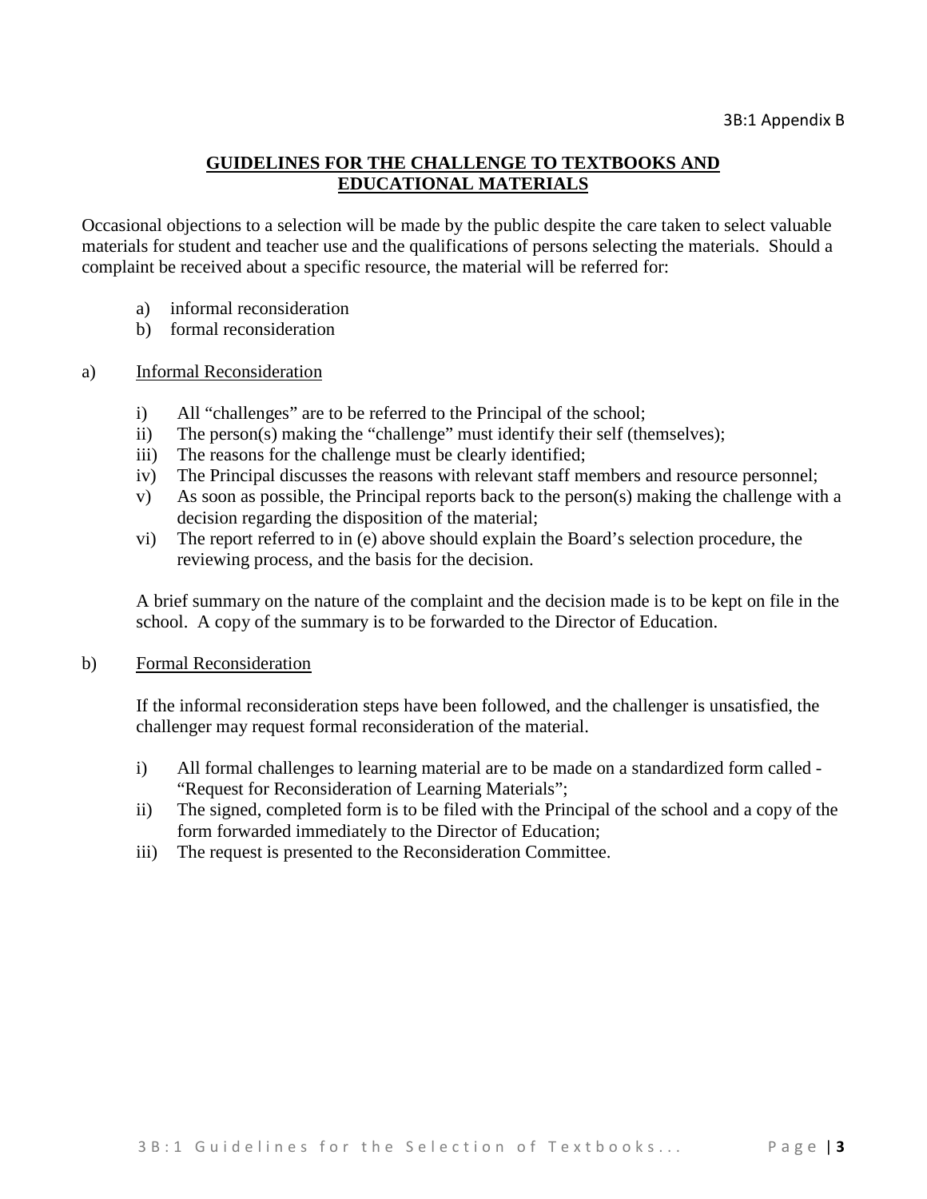3B:1 Appendix B

## GUIDELINES FOR THE CHALLENGE TO TEXTBOOKS AND EDUCATIONAL MATERIALS

Occasional objections to a selection will be made by the public despite the care taken to select valuable materials for student and teacher use and the qualifications of persons selecting the materials. Should a complaint be received about a specific resource, the material will be referred for:

a) informal reconsideration
b) formal reconsideration

### a) Informal Reconsideration

i) All "challenges" are to be referred to the Principal of the school;
ii) The person(s) making the "challenge" must identify their self (themselves);
iii) The reasons for the challenge must be clearly identified;
iv) The Principal discusses the reasons with relevant staff members and resource personnel;
v) As soon as possible, the Principal reports back to the person(s) making the challenge with a decision regarding the disposition of the material;
vi) The report referred to in (e) above should explain the Board's selection procedure, the reviewing process, and the basis for the decision.

A brief summary on the nature of the complaint and the decision made is to be kept on file in the school. A copy of the summary is to be forwarded to the Director of Education.

### b) Formal Reconsideration

If the informal reconsideration steps have been followed, and the challenger is unsatisfied, the challenger may request formal reconsideration of the material.

i) All formal challenges to learning material are to be made on a standardized form called - "Request for Reconsideration of Learning Materials";
ii) The signed, completed form is to be filed with the Principal of the school and a copy of the form forwarded immediately to the Director of Education;
iii) The request is presented to the Reconsideration Committee.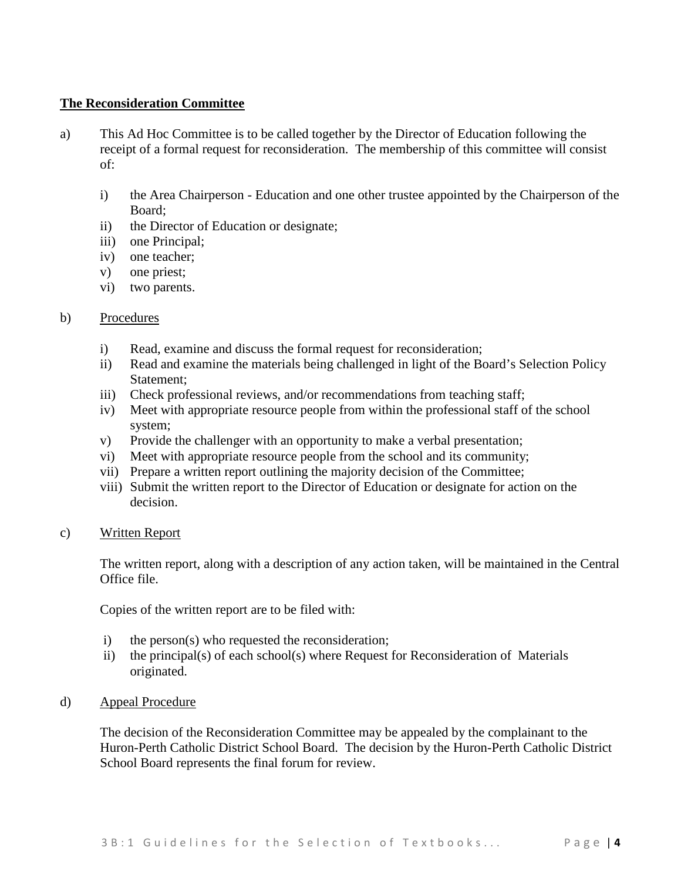**The Reconsideration Committee**

a) This Ad Hoc Committee is to be called together by the Director of Education following the receipt of a formal request for reconsideration. The membership of this committee will consist of:

   i) the Area Chairperson - Education and one other trustee appointed by the Chairperson of the Board;
   ii) the Director of Education or designate;
   iii) one Principal;
   iv) one teacher;
   v) one priest;
   vi) two parents.

b) Procedures

   i) Read, examine and discuss the formal request for reconsideration;
   ii) Read and examine the materials being challenged in light of the Board's Selection Policy Statement;
   iii) Check professional reviews, and/or recommendations from teaching staff;
   iv) Meet with appropriate resource people from within the professional staff of the school system;
   v) Provide the challenger with an opportunity to make a verbal presentation;
   vi) Meet with appropriate resource people from the school and its community;
   vii) Prepare a written report outlining the majority decision of the Committee;
   viii) Submit the written report to the Director of Education or designate for action on the decision.

c) Written Report

   The written report, along with a description of any action taken, will be maintained in the Central Office file.

   Copies of the written report are to be filed with:

   i) the person(s) who requested the reconsideration;
   ii) the principal(s) of each school(s) where Request for Reconsideration of Materials originated.

d) Appeal Procedure

   The decision of the Reconsideration Committee may be appealed by the complainant to the Huron-Perth Catholic District School Board. The decision by the Huron-Perth Catholic District School Board represents the final forum for review.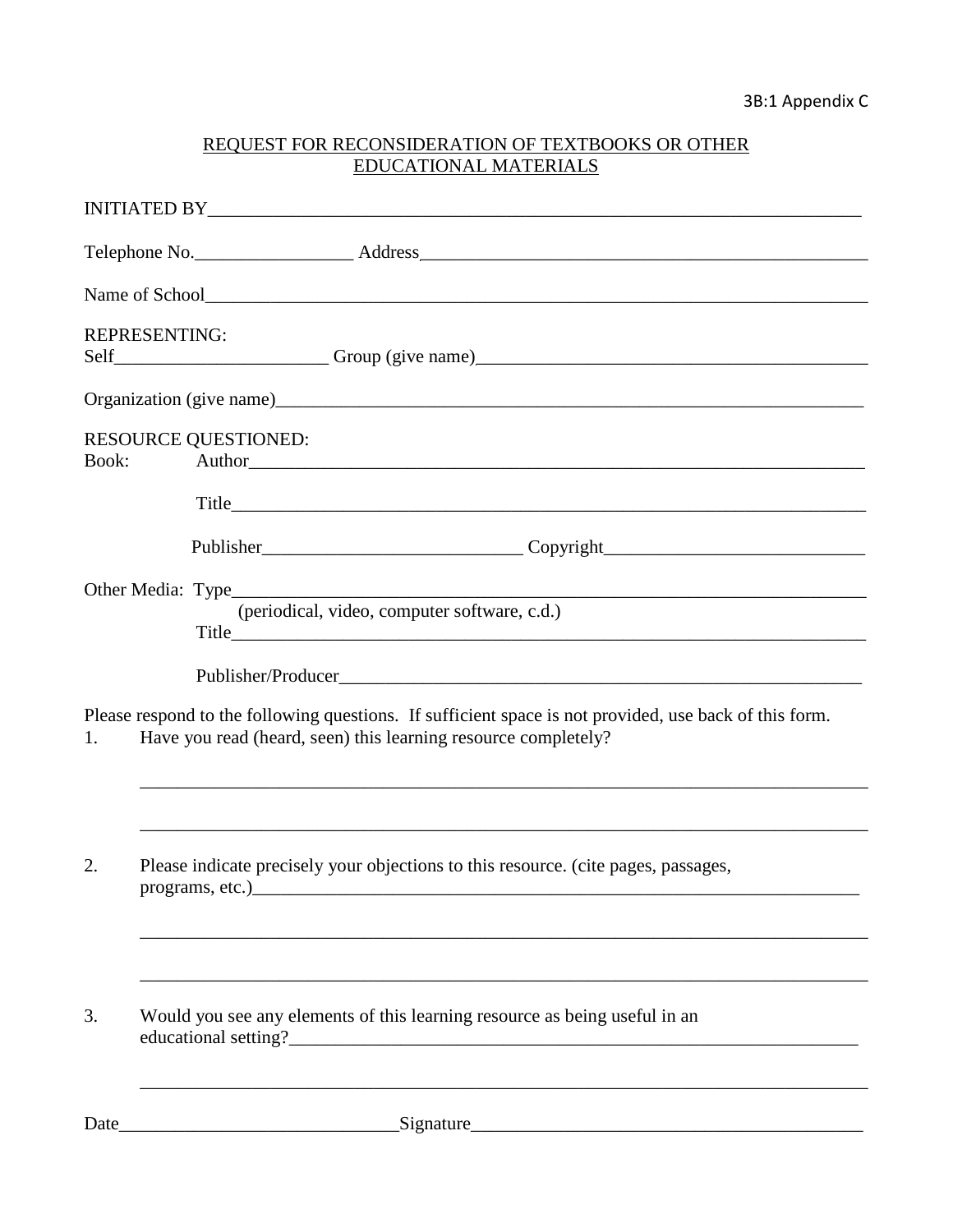3B:1 Appendix C

## REQUEST FOR RECONSIDERATION OF TEXTBOOKS OR OTHER EDUCATIONAL MATERIALS

INITIATED BY_______________________________________________________________________

Telephone No.________________ Address_____________________________________________

Name of School______________________________________________________________

REPRESENTING:
Self______________________ Group (give name)________________________________________

Organization (give name)_______________________________________________________

RESOURCE QUESTIONED:
Book: Author_________________________________________________________________

Title__________________________________________________________________

Publisher___________________________ Copyright___________________________

Other Media: Type_________________________________________________________________
(periodical, video, computer software, c.d.)
Title_________________________________________________________________

Publisher/Producer_____________________________________________________

Please respond to the following questions. If sufficient space is not provided, use back of this form.

1. Have you read (heard, seen) this learning resource completely?

_________________________________________________________________________

_________________________________________________________________________

2. Please indicate precisely your objections to this resource. (cite pages, passages, programs, etc.)______________________________________________________________

_________________________________________________________________________

_________________________________________________________________________

3. Would you see any elements of this learning resource as being useful in an educational setting?________________________________________________________

_________________________________________________________________________

Date_____________________________Signature__________________________________________